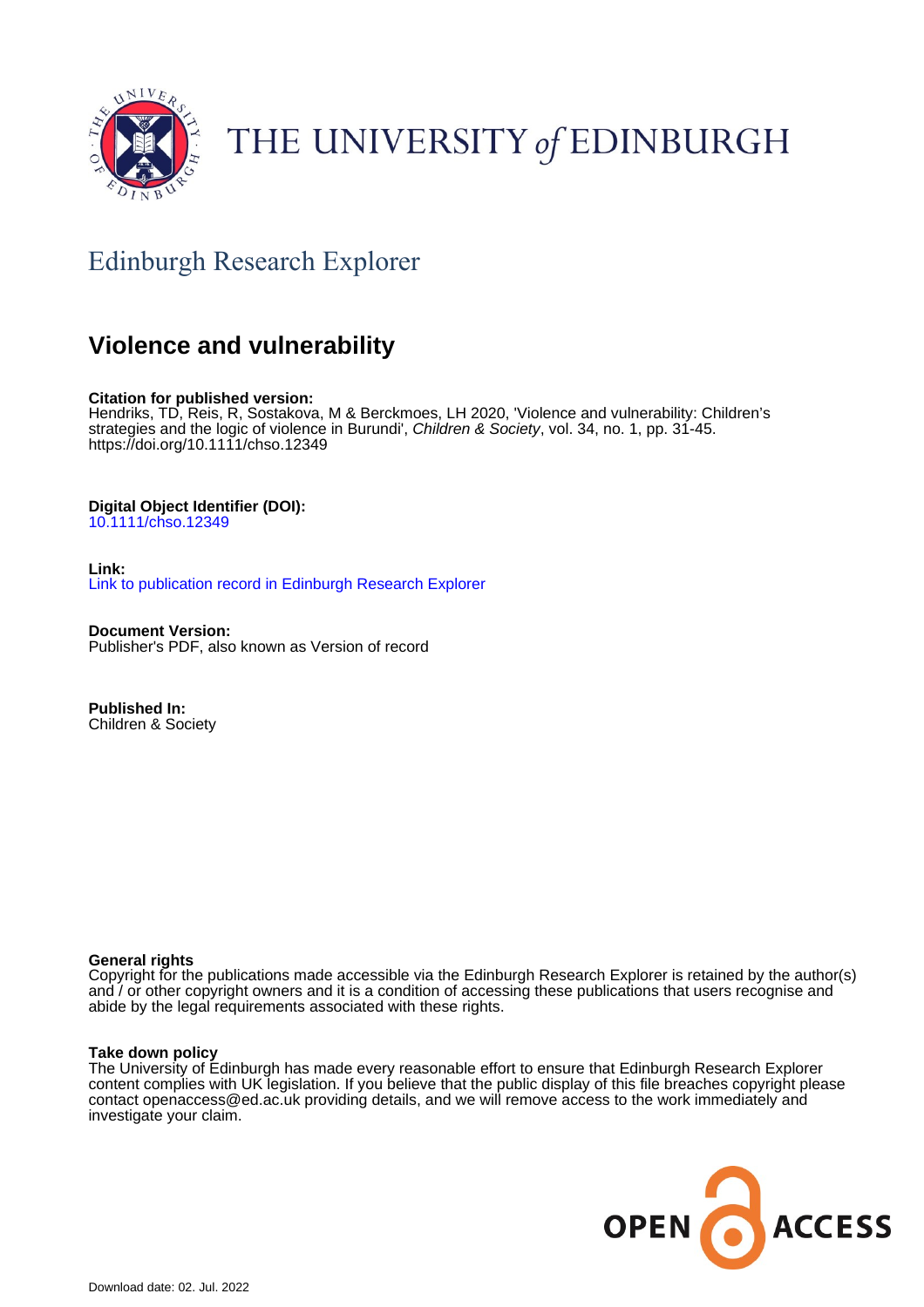THE UNIVERSITY *of* EDINBURGH

Edinburgh Research Explorer

# Violence and vulnerability

**Citation for published version:**
Hendriks, TD, Reis, R, Sostakova, M & Berckmoes, LH 2020, 'Violence and vulnerability: Children's strategies and the logic of violence in Burundi', *Children & Society*, vol. 34, no. 1, pp. 31-45. https://doi.org/10.1111/chso.12349

**Digital Object Identifier (DOI):**
10.1111/chso.12349

**Link:**
Link to publication record in Edinburgh Research Explorer

**Document Version:**
Publisher's PDF, also known as Version of record

**Published In:**
Children & Society

**General rights**
Copyright for the publications made accessible via the Edinburgh Research Explorer is retained by the author(s) and / or other copyright owners and it is a condition of accessing these publications that users recognise and abide by the legal requirements associated with these rights.

**Take down policy**
The University of Edinburgh has made every reasonable effort to ensure that Edinburgh Research Explorer content complies with UK legislation. If you believe that the public display of this file breaches copyright please contact openaccess@ed.ac.uk providing details, and we will remove access to the work immediately and investigate your claim.

OPEN ACCESS

Download date: 02. Jul. 2022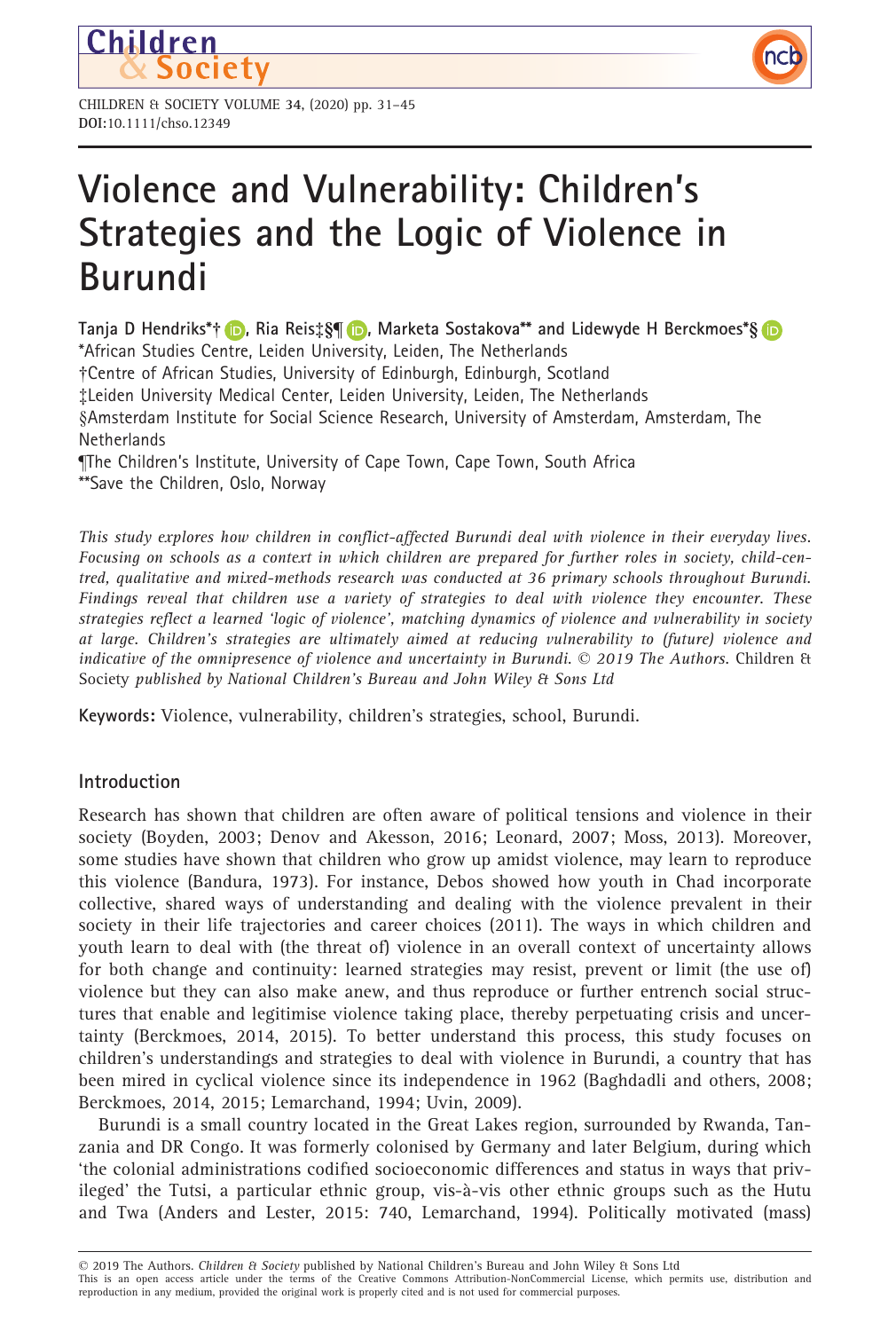# Violence and Vulnerability: Children's Strategies and the Logic of Violence in Burundi

**Tanja D Hendriks*†, Ria Reis‡§¶, Marketa Sostakova** and Lidewyde H Berckmoes*§**

*African Studies Centre, Leiden University, Leiden, The Netherlands
†Centre of African Studies, University of Edinburgh, Edinburgh, Scotland
‡Leiden University Medical Center, Leiden University, Leiden, The Netherlands
§Amsterdam Institute for Social Science Research, University of Amsterdam, Amsterdam, The Netherlands
¶The Children's Institute, University of Cape Town, Cape Town, South Africa
**Save the Children, Oslo, Norway

*This study explores how children in conflict-affected Burundi deal with violence in their everyday lives. Focusing on schools as a context in which children are prepared for further roles in society, child-centred, qualitative and mixed-methods research was conducted at 36 primary schools throughout Burundi. Findings reveal that children use a variety of strategies to deal with violence they encounter. These strategies reflect a learned 'logic of violence', matching dynamics of violence and vulnerability in society at large. Children's strategies are ultimately aimed at reducing vulnerability to (future) violence and indicative of the omnipresence of violence and uncertainty in Burundi.* © 2019 The Authors. *Children & Society published by National Children's Bureau and John Wiley & Sons Ltd*

**Keywords:** Violence, vulnerability, children's strategies, school, Burundi.

## Introduction

Research has shown that children are often aware of political tensions and violence in their society (Boyden, 2003; Denov and Akesson, 2016; Leonard, 2007; Moss, 2013). Moreover, some studies have shown that children who grow up amidst violence, may learn to reproduce this violence (Bandura, 1973). For instance, Debos showed how youth in Chad incorporate collective, shared ways of understanding and dealing with the violence prevalent in their society in their life trajectories and career choices (2011). The ways in which children and youth learn to deal with (the threat of) violence in an overall context of uncertainty allows for both change and continuity: learned strategies may resist, prevent or limit (the use of) violence but they can also make anew, and thus reproduce or further entrench social structures that enable and legitimise violence taking place, thereby perpetuating crisis and uncertainty (Berckmoes, 2014, 2015). To better understand this process, this study focuses on children's understandings and strategies to deal with violence in Burundi, a country that has been mired in cyclical violence since its independence in 1962 (Baghdadli and others, 2008; Berckmoes, 2014, 2015; Lemarchand, 1994; Uvin, 2009).

Burundi is a small country located in the Great Lakes region, surrounded by Rwanda, Tanzania and DR Congo. It was formerly colonised by Germany and later Belgium, during which 'the colonial administrations codified socioeconomic differences and status in ways that privileged' the Tutsi, a particular ethnic group, vis-à-vis other ethnic groups such as the Hutu and Twa (Anders and Lester, 2015: 740, Lemarchand, 1994). Politically motivated (mass)

© 2019 The Authors. *Children & Society* published by National Children's Bureau and John Wiley & Sons Ltd
This is an open access article under the terms of the Creative Commons Attribution-NonCommercial License, which permits use, distribution and reproduction in any medium, provided the original work is properly cited and is not used for commercial purposes.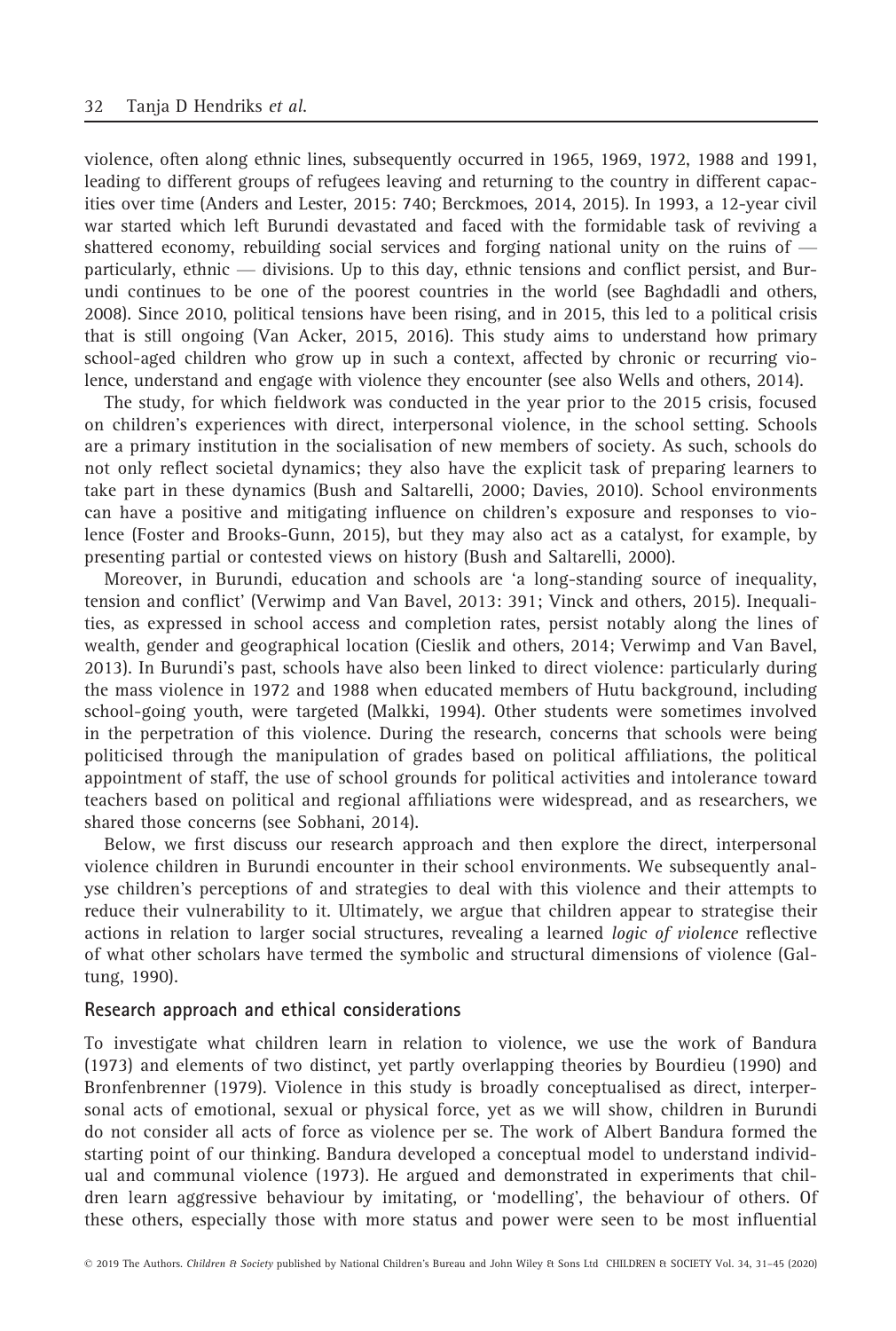violence, often along ethnic lines, subsequently occurred in 1965, 1969, 1972, 1988 and 1991, leading to different groups of refugees leaving and returning to the country in different capacities over time (Anders and Lester, 2015: 740; Berckmoes, 2014, 2015). In 1993, a 12-year civil war started which left Burundi devastated and faced with the formidable task of reviving a shattered economy, rebuilding social services and forging national unity on the ruins of — particularly, ethnic — divisions. Up to this day, ethnic tensions and conflict persist, and Burundi continues to be one of the poorest countries in the world (see Baghdadli and others, 2008). Since 2010, political tensions have been rising, and in 2015, this led to a political crisis that is still ongoing (Van Acker, 2015, 2016). This study aims to understand how primary school-aged children who grow up in such a context, affected by chronic or recurring violence, understand and engage with violence they encounter (see also Wells and others, 2014).

The study, for which fieldwork was conducted in the year prior to the 2015 crisis, focused on children's experiences with direct, interpersonal violence, in the school setting. Schools are a primary institution in the socialisation of new members of society. As such, schools do not only reflect societal dynamics; they also have the explicit task of preparing learners to take part in these dynamics (Bush and Saltarelli, 2000; Davies, 2010). School environments can have a positive and mitigating influence on children's exposure and responses to violence (Foster and Brooks-Gunn, 2015), but they may also act as a catalyst, for example, by presenting partial or contested views on history (Bush and Saltarelli, 2000).

Moreover, in Burundi, education and schools are 'a long-standing source of inequality, tension and conflict' (Verwimp and Van Bavel, 2013: 391; Vinck and others, 2015). Inequalities, as expressed in school access and completion rates, persist notably along the lines of wealth, gender and geographical location (Cieslik and others, 2014; Verwimp and Van Bavel, 2013). In Burundi's past, schools have also been linked to direct violence: particularly during the mass violence in 1972 and 1988 when educated members of Hutu background, including school-going youth, were targeted (Malkki, 1994). Other students were sometimes involved in the perpetration of this violence. During the research, concerns that schools were being politicised through the manipulation of grades based on political affiliations, the political appointment of staff, the use of school grounds for political activities and intolerance toward teachers based on political and regional affiliations were widespread, and as researchers, we shared those concerns (see Sobhani, 2014).

Below, we first discuss our research approach and then explore the direct, interpersonal violence children in Burundi encounter in their school environments. We subsequently analyse children's perceptions of and strategies to deal with this violence and their attempts to reduce their vulnerability to it. Ultimately, we argue that children appear to strategise their actions in relation to larger social structures, revealing a learned *logic of violence* reflective of what other scholars have termed the symbolic and structural dimensions of violence (Galtung, 1990).

## Research approach and ethical considerations

To investigate what children learn in relation to violence, we use the work of Bandura (1973) and elements of two distinct, yet partly overlapping theories by Bourdieu (1990) and Bronfenbrenner (1979). Violence in this study is broadly conceptualised as direct, interpersonal acts of emotional, sexual or physical force, yet as we will show, children in Burundi do not consider all acts of force as violence per se. The work of Albert Bandura formed the starting point of our thinking. Bandura developed a conceptual model to understand individual and communal violence (1973). He argued and demonstrated in experiments that children learn aggressive behaviour by imitating, or 'modelling', the behaviour of others. Of these others, especially those with more status and power were seen to be most influential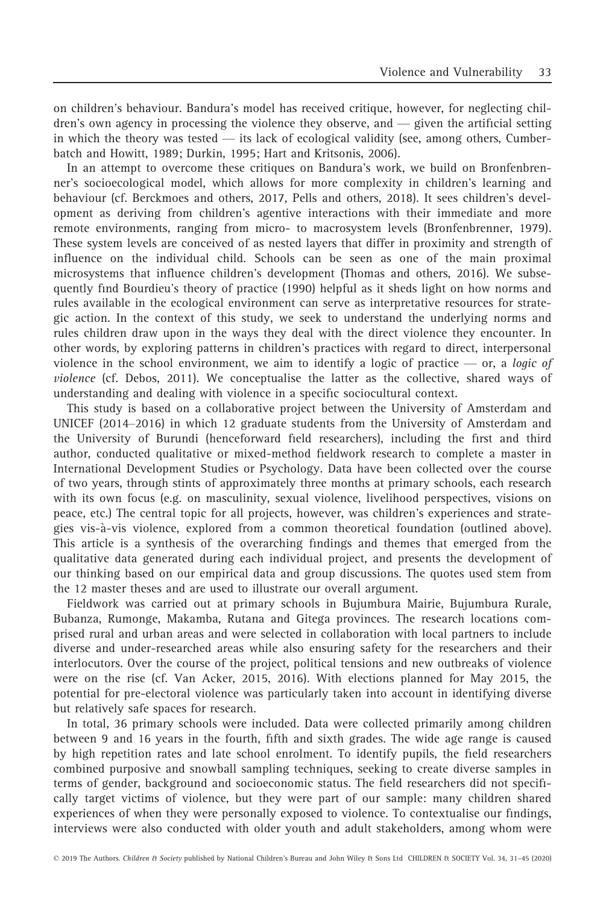on children's behaviour. Bandura's model has received critique, however, for neglecting children's own agency in processing the violence they observe, and — given the artificial setting in which the theory was tested — its lack of ecological validity (see, among others, Cumberbatch and Howitt, 1989; Durkin, 1995; Hart and Kritsonis, 2006).

In an attempt to overcome these critiques on Bandura's work, we build on Bronfenbrenner's socioecological model, which allows for more complexity in children's learning and behaviour (cf. Berckmoes and others, 2017, Pells and others, 2018). It sees children's development as deriving from children's agentive interactions with their immediate and more remote environments, ranging from micro- to macrosystem levels (Bronfenbrenner, 1979). These system levels are conceived of as nested layers that differ in proximity and strength of influence on the individual child. Schools can be seen as one of the main proximal microsystems that influence children's development (Thomas and others, 2016). We subsequently find Bourdieu's theory of practice (1990) helpful as it sheds light on how norms and rules available in the ecological environment can serve as interpretative resources for strategic action. In the context of this study, we seek to understand the underlying norms and rules children draw upon in the ways they deal with the direct violence they encounter. In other words, by exploring patterns in children's practices with regard to direct, interpersonal violence in the school environment, we aim to identify a logic of practice — or, a *logic of violence* (cf. Debos, 2011). We conceptualise the latter as the collective, shared ways of understanding and dealing with violence in a specific sociocultural context.

This study is based on a collaborative project between the University of Amsterdam and UNICEF (2014–2016) in which 12 graduate students from the University of Amsterdam and the University of Burundi (henceforward field researchers), including the first and third author, conducted qualitative or mixed-method fieldwork research to complete a master in International Development Studies or Psychology. Data have been collected over the course of two years, through stints of approximately three months at primary schools, each research with its own focus (e.g. on masculinity, sexual violence, livelihood perspectives, visions on peace, etc.) The central topic for all projects, however, was children's experiences and strategies vis-à-vis violence, explored from a common theoretical foundation (outlined above). This article is a synthesis of the overarching findings and themes that emerged from the qualitative data generated during each individual project, and presents the development of our thinking based on our empirical data and group discussions. The quotes used stem from the 12 master theses and are used to illustrate our overall argument.

Fieldwork was carried out at primary schools in Bujumbura Mairie, Bujumbura Rurale, Bubanza, Rumonge, Makamba, Rutana and Gitega provinces. The research locations comprised rural and urban areas and were selected in collaboration with local partners to include diverse and under-researched areas while also ensuring safety for the researchers and their interlocutors. Over the course of the project, political tensions and new outbreaks of violence were on the rise (cf. Van Acker, 2015, 2016). With elections planned for May 2015, the potential for pre-electoral violence was particularly taken into account in identifying diverse but relatively safe spaces for research.

In total, 36 primary schools were included. Data were collected primarily among children between 9 and 16 years in the fourth, fifth and sixth grades. The wide age range is caused by high repetition rates and late school enrolment. To identify pupils, the field researchers combined purposive and snowball sampling techniques, seeking to create diverse samples in terms of gender, background and socioeconomic status. The field researchers did not specifically target victims of violence, but they were part of our sample: many children shared experiences of when they were personally exposed to violence. To contextualise our findings, interviews were also conducted with older youth and adult stakeholders, among whom were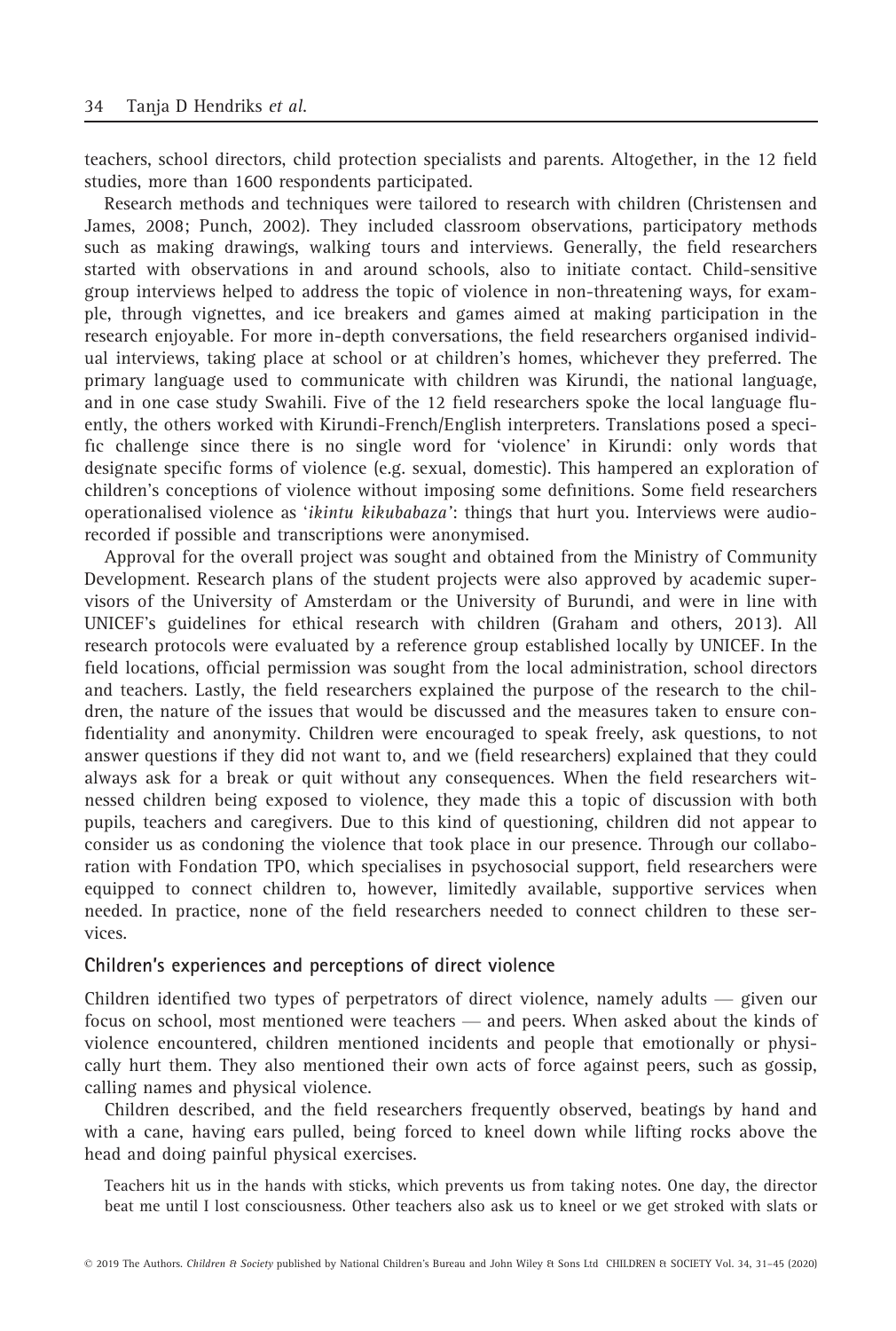teachers, school directors, child protection specialists and parents. Altogether, in the 12 field studies, more than 1600 respondents participated.

Research methods and techniques were tailored to research with children (Christensen and James, 2008; Punch, 2002). They included classroom observations, participatory methods such as making drawings, walking tours and interviews. Generally, the field researchers started with observations in and around schools, also to initiate contact. Child-sensitive group interviews helped to address the topic of violence in non-threatening ways, for example, through vignettes, and ice breakers and games aimed at making participation in the research enjoyable. For more in-depth conversations, the field researchers organised individual interviews, taking place at school or at children's homes, whichever they preferred. The primary language used to communicate with children was Kirundi, the national language, and in one case study Swahili. Five of the 12 field researchers spoke the local language fluently, the others worked with Kirundi-French/English interpreters. Translations posed a specific challenge since there is no single word for 'violence' in Kirundi: only words that designate specific forms of violence (e.g. sexual, domestic). This hampered an exploration of children's conceptions of violence without imposing some definitions. Some field researchers operationalised violence as '*ikintu kikubabaza*': things that hurt you. Interviews were audio-recorded if possible and transcriptions were anonymised.

Approval for the overall project was sought and obtained from the Ministry of Community Development. Research plans of the student projects were also approved by academic supervisors of the University of Amsterdam or the University of Burundi, and were in line with UNICEF's guidelines for ethical research with children (Graham and others, 2013). All research protocols were evaluated by a reference group established locally by UNICEF. In the field locations, official permission was sought from the local administration, school directors and teachers. Lastly, the field researchers explained the purpose of the research to the children, the nature of the issues that would be discussed and the measures taken to ensure confidentiality and anonymity. Children were encouraged to speak freely, ask questions, to not answer questions if they did not want to, and we (field researchers) explained that they could always ask for a break or quit without any consequences. When the field researchers witnessed children being exposed to violence, they made this a topic of discussion with both pupils, teachers and caregivers. Due to this kind of questioning, children did not appear to consider us as condoning the violence that took place in our presence. Through our collaboration with Fondation TPO, which specialises in psychosocial support, field researchers were equipped to connect children to, however, limitedly available, supportive services when needed. In practice, none of the field researchers needed to connect children to these services.

## Children's experiences and perceptions of direct violence

Children identified two types of perpetrators of direct violence, namely adults — given our focus on school, most mentioned were teachers — and peers. When asked about the kinds of violence encountered, children mentioned incidents and people that emotionally or physically hurt them. They also mentioned their own acts of force against peers, such as gossip, calling names and physical violence.

Children described, and the field researchers frequently observed, beatings by hand and with a cane, having ears pulled, being forced to kneel down while lifting rocks above the head and doing painful physical exercises.

> Teachers hit us in the hands with sticks, which prevents us from taking notes. One day, the director beat me until I lost consciousness. Other teachers also ask us to kneel or we get stroked with slats or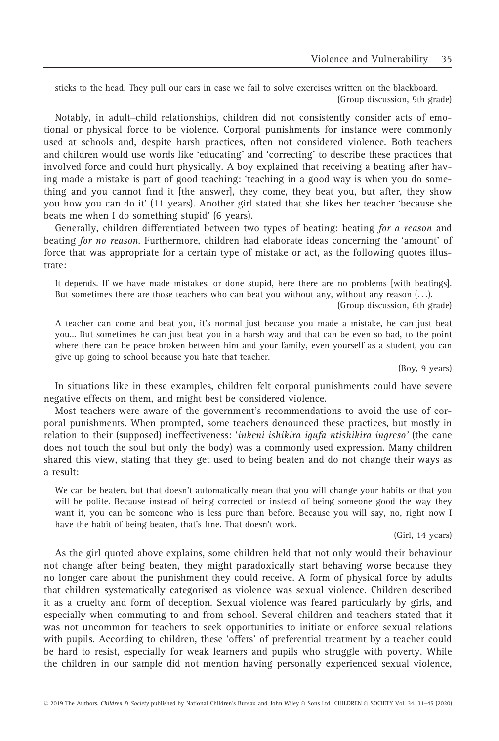sticks to the head. They pull our ears in case we fail to solve exercises written on the blackboard.

(Group discussion, 5th grade)

Notably, in adult–child relationships, children did not consistently consider acts of emotional or physical force to be violence. Corporal punishments for instance were commonly used at schools and, despite harsh practices, often not considered violence. Both teachers and children would use words like 'educating' and 'correcting' to describe these practices that involved force and could hurt physically. A boy explained that receiving a beating after having made a mistake is part of good teaching: 'teaching in a good way is when you do something and you cannot find it [the answer], they come, they beat you, but after, they show you how you can do it' (11 years). Another girl stated that she likes her teacher 'because she beats me when I do something stupid' (6 years).

Generally, children differentiated between two types of beating: beating *for a reason* and beating *for no reason*. Furthermore, children had elaborate ideas concerning the 'amount' of force that was appropriate for a certain type of mistake or act, as the following quotes illustrate:

> It depends. If we have made mistakes, or done stupid, here there are no problems [with beatings]. But sometimes there are those teachers who can beat you without any, without any reason (. . .).
>
> (Group discussion, 6th grade)

> A teacher can come and beat you, it's normal just because you made a mistake, he can just beat you... But sometimes he can just beat you in a harsh way and that can be even so bad, to the point where there can be peace broken between him and your family, even yourself as a student, you can give up going to school because you hate that teacher.
>
> (Boy, 9 years)

In situations like in these examples, children felt corporal punishments could have severe negative effects on them, and might best be considered violence.

Most teachers were aware of the government's recommendations to avoid the use of corporal punishments. When prompted, some teachers denounced these practices, but mostly in relation to their (supposed) ineffectiveness: '*inkeni ishikira igufa ntishikira ingreso*' (the cane does not touch the soul but only the body) was a commonly used expression. Many children shared this view, stating that they get used to being beaten and do not change their ways as a result:

> We can be beaten, but that doesn't automatically mean that you will change your habits or that you will be polite. Because instead of being corrected or instead of being someone good the way they want it, you can be someone who is less pure than before. Because you will say, no, right now I have the habit of being beaten, that's fine. That doesn't work.
>
> (Girl, 14 years)

As the girl quoted above explains, some children held that not only would their behaviour not change after being beaten, they might paradoxically start behaving worse because they no longer care about the punishment they could receive. A form of physical force by adults that children systematically categorised as violence was sexual violence. Children described it as a cruelty and form of deception. Sexual violence was feared particularly by girls, and especially when commuting to and from school. Several children and teachers stated that it was not uncommon for teachers to seek opportunities to initiate or enforce sexual relations with pupils. According to children, these 'offers' of preferential treatment by a teacher could be hard to resist, especially for weak learners and pupils who struggle with poverty. While the children in our sample did not mention having personally experienced sexual violence,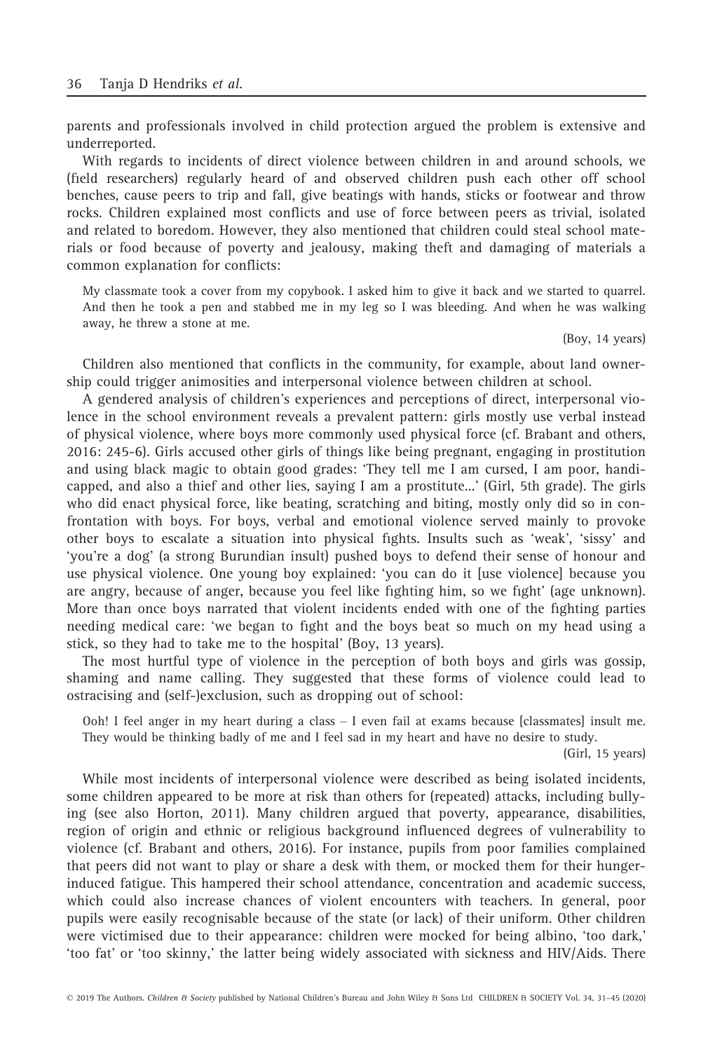parents and professionals involved in child protection argued the problem is extensive and underreported.

With regards to incidents of direct violence between children in and around schools, we (field researchers) regularly heard of and observed children push each other off school benches, cause peers to trip and fall, give beatings with hands, sticks or footwear and throw rocks. Children explained most conflicts and use of force between peers as trivial, isolated and related to boredom. However, they also mentioned that children could steal school materials or food because of poverty and jealousy, making theft and damaging of materials a common explanation for conflicts:

> My classmate took a cover from my copybook. I asked him to give it back and we started to quarrel. And then he took a pen and stabbed me in my leg so I was bleeding. And when he was walking away, he threw a stone at me.
>
> (Boy, 14 years)

Children also mentioned that conflicts in the community, for example, about land ownership could trigger animosities and interpersonal violence between children at school.

A gendered analysis of children's experiences and perceptions of direct, interpersonal violence in the school environment reveals a prevalent pattern: girls mostly use verbal instead of physical violence, where boys more commonly used physical force (cf. Brabant and others, 2016: 245-6). Girls accused other girls of things like being pregnant, engaging in prostitution and using black magic to obtain good grades: 'They tell me I am cursed, I am poor, handicapped, and also a thief and other lies, saying I am a prostitute...' (Girl, 5th grade). The girls who did enact physical force, like beating, scratching and biting, mostly only did so in confrontation with boys. For boys, verbal and emotional violence served mainly to provoke other boys to escalate a situation into physical fights. Insults such as 'weak', 'sissy' and 'you're a dog' (a strong Burundian insult) pushed boys to defend their sense of honour and use physical violence. One young boy explained: 'you can do it [use violence] because you are angry, because of anger, because you feel like fighting him, so we fight' (age unknown). More than once boys narrated that violent incidents ended with one of the fighting parties needing medical care: 'we began to fight and the boys beat so much on my head using a stick, so they had to take me to the hospital' (Boy, 13 years).

The most hurtful type of violence in the perception of both boys and girls was gossip, shaming and name calling. They suggested that these forms of violence could lead to ostracising and (self-)exclusion, such as dropping out of school:

> Ooh! I feel anger in my heart during a class – I even fail at exams because [classmates] insult me. They would be thinking badly of me and I feel sad in my heart and have no desire to study.
>
> (Girl, 15 years)

While most incidents of interpersonal violence were described as being isolated incidents, some children appeared to be more at risk than others for (repeated) attacks, including bullying (see also Horton, 2011). Many children argued that poverty, appearance, disabilities, region of origin and ethnic or religious background influenced degrees of vulnerability to violence (cf. Brabant and others, 2016). For instance, pupils from poor families complained that peers did not want to play or share a desk with them, or mocked them for their hunger-induced fatigue. This hampered their school attendance, concentration and academic success, which could also increase chances of violent encounters with teachers. In general, poor pupils were easily recognisable because of the state (or lack) of their uniform. Other children were victimised due to their appearance: children were mocked for being albino, 'too dark,' 'too fat' or 'too skinny,' the latter being widely associated with sickness and HIV/Aids. There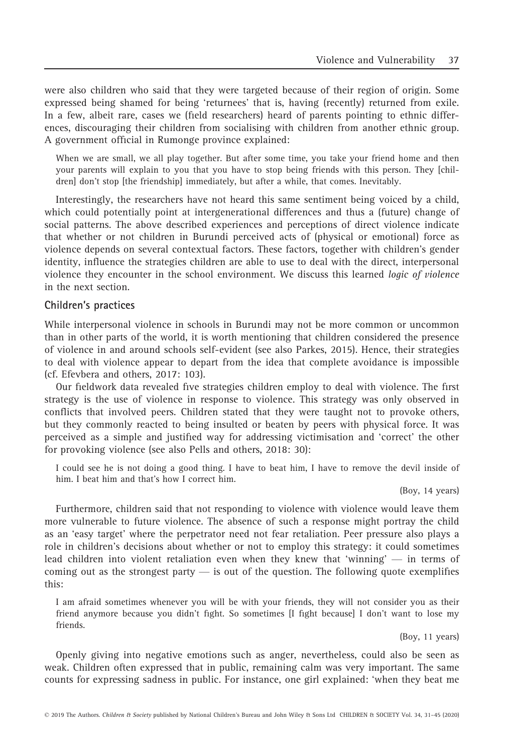were also children who said that they were targeted because of their region of origin. Some expressed being shamed for being 'returnees' that is, having (recently) returned from exile. In a few, albeit rare, cases we (field researchers) heard of parents pointing to ethnic differences, discouraging their children from socialising with children from another ethnic group. A government official in Rumonge province explained:

> When we are small, we all play together. But after some time, you take your friend home and then your parents will explain to you that you have to stop being friends with this person. They [children] don't stop [the friendship] immediately, but after a while, that comes. Inevitably.

Interestingly, the researchers have not heard this same sentiment being voiced by a child, which could potentially point at intergenerational differences and thus a (future) change of social patterns. The above described experiences and perceptions of direct violence indicate that whether or not children in Burundi perceived acts of (physical or emotional) force as violence depends on several contextual factors. These factors, together with children's gender identity, influence the strategies children are able to use to deal with the direct, interpersonal violence they encounter in the school environment. We discuss this learned *logic of violence* in the next section.

### Children's practices

While interpersonal violence in schools in Burundi may not be more common or uncommon than in other parts of the world, it is worth mentioning that children considered the presence of violence in and around schools self-evident (see also Parkes, 2015). Hence, their strategies to deal with violence appear to depart from the idea that complete avoidance is impossible (cf. Efevbera and others, 2017: 103).

Our fieldwork data revealed five strategies children employ to deal with violence. The first strategy is the use of violence in response to violence. This strategy was only observed in conflicts that involved peers. Children stated that they were taught not to provoke others, but they commonly reacted to being insulted or beaten by peers with physical force. It was perceived as a simple and justified way for addressing victimisation and 'correct' the other for provoking violence (see also Pells and others, 2018: 30):

> I could see he is not doing a good thing. I have to beat him, I have to remove the devil inside of him. I beat him and that's how I correct him.
>
> (Boy, 14 years)

Furthermore, children said that not responding to violence with violence would leave them more vulnerable to future violence. The absence of such a response might portray the child as an 'easy target' where the perpetrator need not fear retaliation. Peer pressure also plays a role in children's decisions about whether or not to employ this strategy: it could sometimes lead children into violent retaliation even when they knew that 'winning' — in terms of coming out as the strongest party — is out of the question. The following quote exemplifies this:

> I am afraid sometimes whenever you will be with your friends, they will not consider you as their friend anymore because you didn't fight. So sometimes [I fight because] I don't want to lose my friends.
>
> (Boy, 11 years)

Openly giving into negative emotions such as anger, nevertheless, could also be seen as weak. Children often expressed that in public, remaining calm was very important. The same counts for expressing sadness in public. For instance, one girl explained: 'when they beat me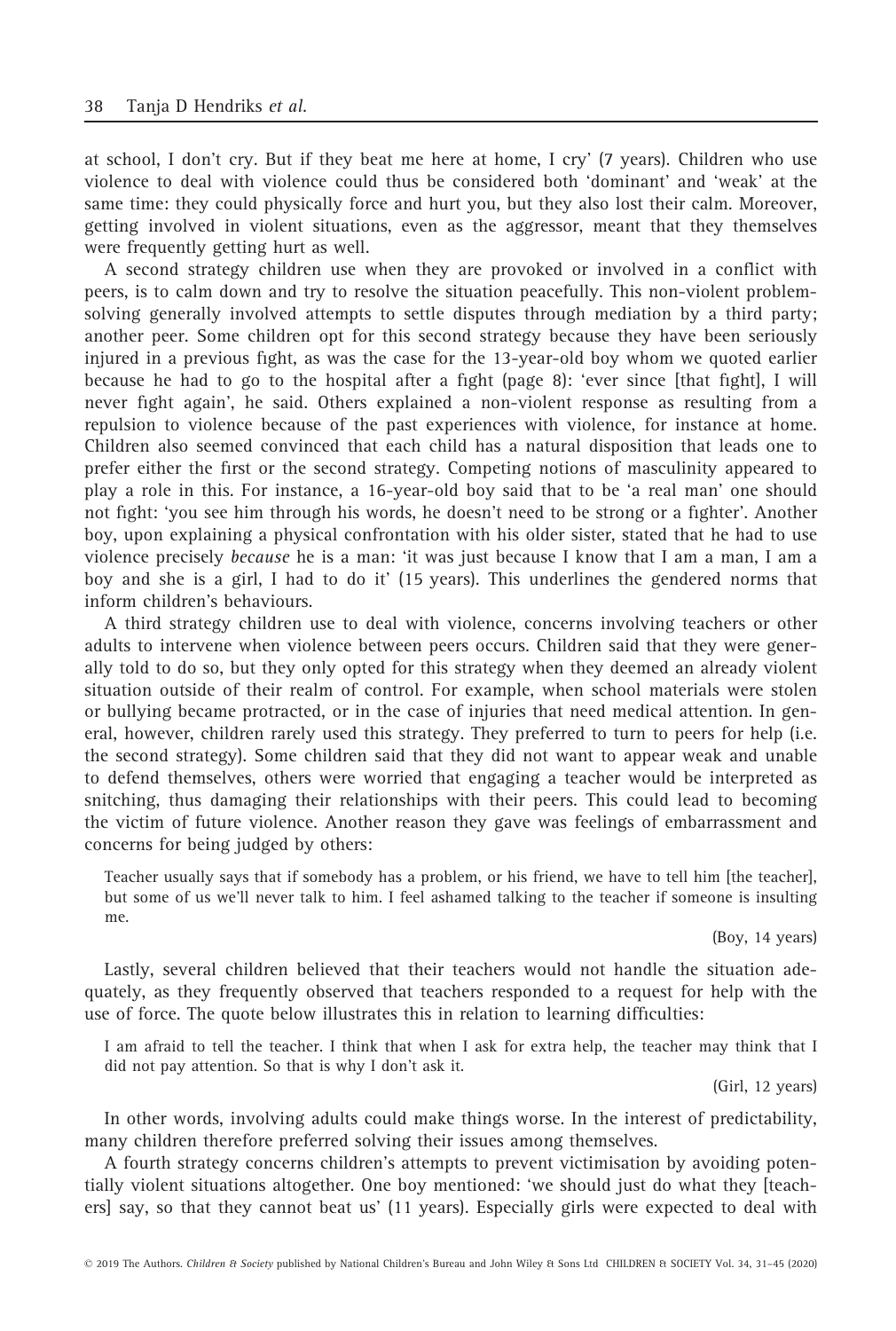at school, I don't cry. But if they beat me here at home, I cry' (7 years). Children who use violence to deal with violence could thus be considered both 'dominant' and 'weak' at the same time: they could physically force and hurt you, but they also lost their calm. Moreover, getting involved in violent situations, even as the aggressor, meant that they themselves were frequently getting hurt as well.

A second strategy children use when they are provoked or involved in a conflict with peers, is to calm down and try to resolve the situation peacefully. This non-violent problem-solving generally involved attempts to settle disputes through mediation by a third party; another peer. Some children opt for this second strategy because they have been seriously injured in a previous fight, as was the case for the 13-year-old boy whom we quoted earlier because he had to go to the hospital after a fight (page 8): 'ever since [that fight], I will never fight again', he said. Others explained a non-violent response as resulting from a repulsion to violence because of the past experiences with violence, for instance at home. Children also seemed convinced that each child has a natural disposition that leads one to prefer either the first or the second strategy. Competing notions of masculinity appeared to play a role in this. For instance, a 16-year-old boy said that to be 'a real man' one should not fight: 'you see him through his words, he doesn't need to be strong or a fighter'. Another boy, upon explaining a physical confrontation with his older sister, stated that he had to use violence precisely *because* he is a man: 'it was just because I know that I am a man, I am a boy and she is a girl, I had to do it' (15 years). This underlines the gendered norms that inform children's behaviours.

A third strategy children use to deal with violence, concerns involving teachers or other adults to intervene when violence between peers occurs. Children said that they were generally told to do so, but they only opted for this strategy when they deemed an already violent situation outside of their realm of control. For example, when school materials were stolen or bullying became protracted, or in the case of injuries that need medical attention. In general, however, children rarely used this strategy. They preferred to turn to peers for help (i.e. the second strategy). Some children said that they did not want to appear weak and unable to defend themselves, others were worried that engaging a teacher would be interpreted as snitching, thus damaging their relationships with their peers. This could lead to becoming the victim of future violence. Another reason they gave was feelings of embarrassment and concerns for being judged by others:

> Teacher usually says that if somebody has a problem, or his friend, we have to tell him [the teacher], but some of us we'll never talk to him. I feel ashamed talking to the teacher if someone is insulting me.
>
> (Boy, 14 years)

Lastly, several children believed that their teachers would not handle the situation adequately, as they frequently observed that teachers responded to a request for help with the use of force. The quote below illustrates this in relation to learning difficulties:

> I am afraid to tell the teacher. I think that when I ask for extra help, the teacher may think that I did not pay attention. So that is why I don't ask it.
>
> (Girl, 12 years)

In other words, involving adults could make things worse. In the interest of predictability, many children therefore preferred solving their issues among themselves.

A fourth strategy concerns children's attempts to prevent victimisation by avoiding potentially violent situations altogether. One boy mentioned: 'we should just do what they [teachers] say, so that they cannot beat us' (11 years). Especially girls were expected to deal with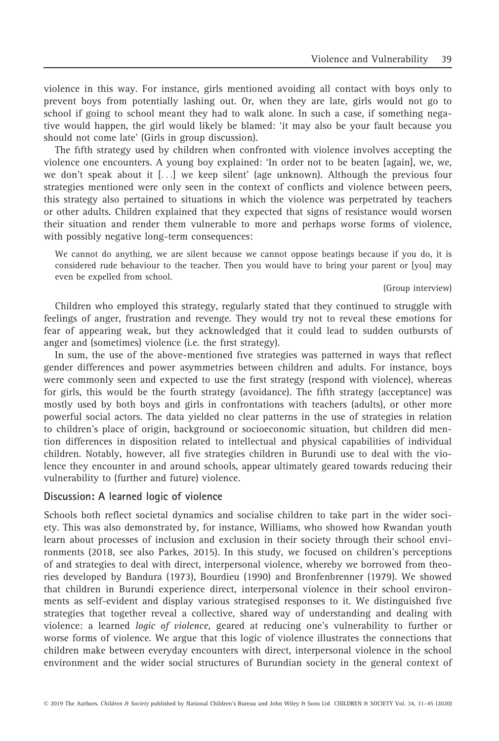violence in this way. For instance, girls mentioned avoiding all contact with boys only to prevent boys from potentially lashing out. Or, when they are late, girls would not go to school if going to school meant they had to walk alone. In such a case, if something negative would happen, the girl would likely be blamed: 'it may also be your fault because you should not come late' (Girls in group discussion).

The fifth strategy used by children when confronted with violence involves accepting the violence one encounters. A young boy explained: 'In order not to be beaten [again], we, we, we don't speak about it [...] we keep silent' (age unknown). Although the previous four strategies mentioned were only seen in the context of conflicts and violence between peers, this strategy also pertained to situations in which the violence was perpetrated by teachers or other adults. Children explained that they expected that signs of resistance would worsen their situation and render them vulnerable to more and perhaps worse forms of violence, with possibly negative long-term consequences:

> We cannot do anything, we are silent because we cannot oppose beatings because if you do, it is considered rude behaviour to the teacher. Then you would have to bring your parent or [you] may even be expelled from school.
>
> (Group interview)

Children who employed this strategy, regularly stated that they continued to struggle with feelings of anger, frustration and revenge. They would try not to reveal these emotions for fear of appearing weak, but they acknowledged that it could lead to sudden outbursts of anger and (sometimes) violence (i.e. the first strategy).

In sum, the use of the above-mentioned five strategies was patterned in ways that reflect gender differences and power asymmetries between children and adults. For instance, boys were commonly seen and expected to use the first strategy (respond with violence), whereas for girls, this would be the fourth strategy (avoidance). The fifth strategy (acceptance) was mostly used by both boys and girls in confrontations with teachers (adults), or other more powerful social actors. The data yielded no clear patterns in the use of strategies in relation to children's place of origin, background or socioeconomic situation, but children did mention differences in disposition related to intellectual and physical capabilities of individual children. Notably, however, all five strategies children in Burundi use to deal with the violence they encounter in and around schools, appear ultimately geared towards reducing their vulnerability to (further and future) violence.

## Discussion: A learned logic of violence

Schools both reflect societal dynamics and socialise children to take part in the wider society. This was also demonstrated by, for instance, Williams, who showed how Rwandan youth learn about processes of inclusion and exclusion in their society through their school environments (2018, see also Parkes, 2015). In this study, we focused on children's perceptions of and strategies to deal with direct, interpersonal violence, whereby we borrowed from theories developed by Bandura (1973), Bourdieu (1990) and Bronfenbrenner (1979). We showed that children in Burundi experience direct, interpersonal violence in their school environments as self-evident and display various strategised responses to it. We distinguished five strategies that together reveal a collective, shared way of understanding and dealing with violence: a learned *logic of violence,* geared at reducing one's vulnerability to further or worse forms of violence. We argue that this logic of violence illustrates the connections that children make between everyday encounters with direct, interpersonal violence in the school environment and the wider social structures of Burundian society in the general context of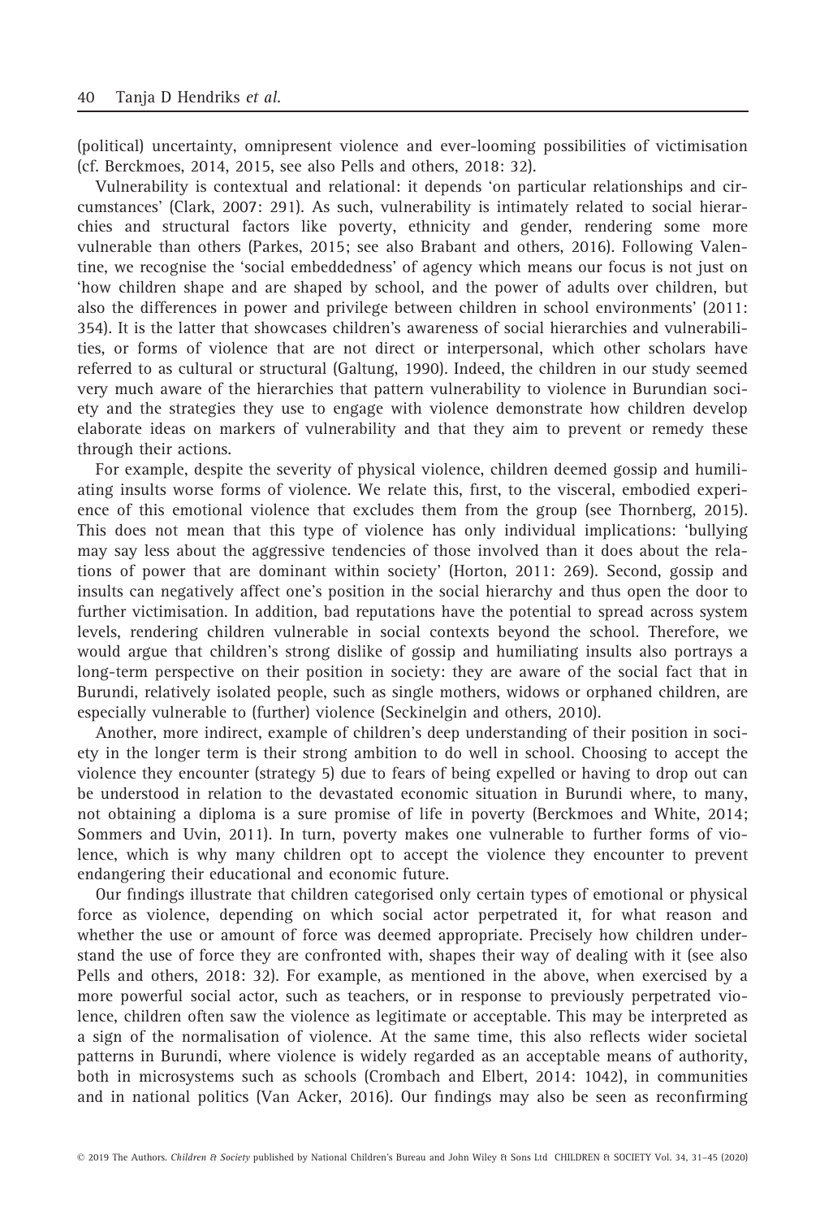(political) uncertainty, omnipresent violence and ever-looming possibilities of victimisation (cf. Berckmoes, 2014, 2015, see also Pells and others, 2018: 32).

Vulnerability is contextual and relational: it depends 'on particular relationships and circumstances' (Clark, 2007: 291). As such, vulnerability is intimately related to social hierarchies and structural factors like poverty, ethnicity and gender, rendering some more vulnerable than others (Parkes, 2015; see also Brabant and others, 2016). Following Valentine, we recognise the 'social embeddedness' of agency which means our focus is not just on 'how children shape and are shaped by school, and the power of adults over children, but also the differences in power and privilege between children in school environments' (2011: 354). It is the latter that showcases children's awareness of social hierarchies and vulnerabilities, or forms of violence that are not direct or interpersonal, which other scholars have referred to as cultural or structural (Galtung, 1990). Indeed, the children in our study seemed very much aware of the hierarchies that pattern vulnerability to violence in Burundian society and the strategies they use to engage with violence demonstrate how children develop elaborate ideas on markers of vulnerability and that they aim to prevent or remedy these through their actions.

For example, despite the severity of physical violence, children deemed gossip and humiliating insults worse forms of violence. We relate this, first, to the visceral, embodied experience of this emotional violence that excludes them from the group (see Thornberg, 2015). This does not mean that this type of violence has only individual implications: 'bullying may say less about the aggressive tendencies of those involved than it does about the relations of power that are dominant within society' (Horton, 2011: 269). Second, gossip and insults can negatively affect one's position in the social hierarchy and thus open the door to further victimisation. In addition, bad reputations have the potential to spread across system levels, rendering children vulnerable in social contexts beyond the school. Therefore, we would argue that children's strong dislike of gossip and humiliating insults also portrays a long-term perspective on their position in society: they are aware of the social fact that in Burundi, relatively isolated people, such as single mothers, widows or orphaned children, are especially vulnerable to (further) violence (Seckinelgin and others, 2010).

Another, more indirect, example of children's deep understanding of their position in society in the longer term is their strong ambition to do well in school. Choosing to accept the violence they encounter (strategy 5) due to fears of being expelled or having to drop out can be understood in relation to the devastated economic situation in Burundi where, to many, not obtaining a diploma is a sure promise of life in poverty (Berckmoes and White, 2014; Sommers and Uvin, 2011). In turn, poverty makes one vulnerable to further forms of violence, which is why many children opt to accept the violence they encounter to prevent endangering their educational and economic future.

Our findings illustrate that children categorised only certain types of emotional or physical force as violence, depending on which social actor perpetrated it, for what reason and whether the use or amount of force was deemed appropriate. Precisely how children understand the use of force they are confronted with, shapes their way of dealing with it (see also Pells and others, 2018: 32). For example, as mentioned in the above, when exercised by a more powerful social actor, such as teachers, or in response to previously perpetrated violence, children often saw the violence as legitimate or acceptable. This may be interpreted as a sign of the normalisation of violence. At the same time, this also reflects wider societal patterns in Burundi, where violence is widely regarded as an acceptable means of authority, both in microsystems such as schools (Crombach and Elbert, 2014: 1042), in communities and in national politics (Van Acker, 2016). Our findings may also be seen as reconfirming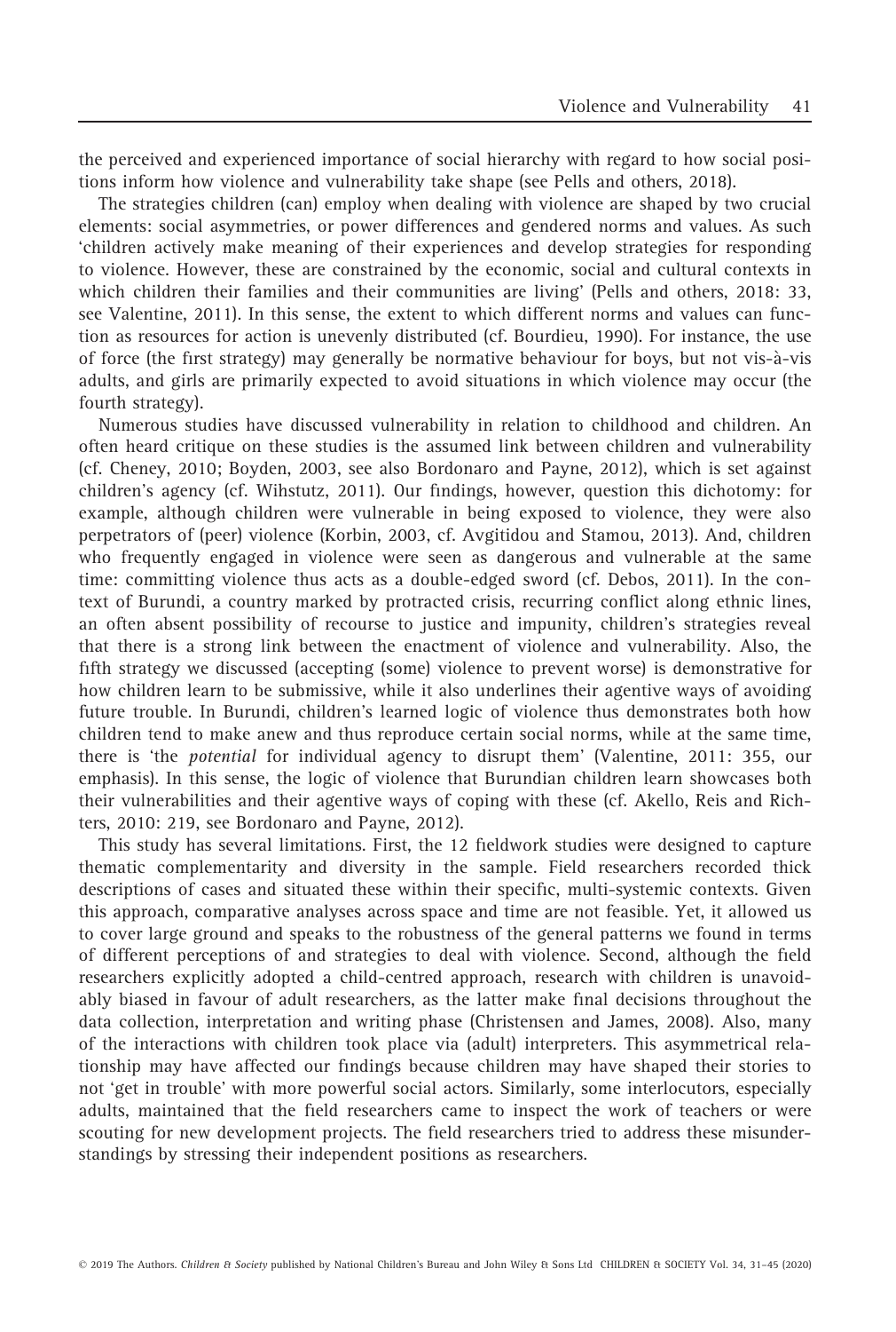the perceived and experienced importance of social hierarchy with regard to how social positions inform how violence and vulnerability take shape (see Pells and others, 2018).

The strategies children (can) employ when dealing with violence are shaped by two crucial elements: social asymmetries, or power differences and gendered norms and values. As such 'children actively make meaning of their experiences and develop strategies for responding to violence. However, these are constrained by the economic, social and cultural contexts in which children their families and their communities are living' (Pells and others, 2018: 33, see Valentine, 2011). In this sense, the extent to which different norms and values can function as resources for action is unevenly distributed (cf. Bourdieu, 1990). For instance, the use of force (the first strategy) may generally be normative behaviour for boys, but not vis-à-vis adults, and girls are primarily expected to avoid situations in which violence may occur (the fourth strategy).

Numerous studies have discussed vulnerability in relation to childhood and children. An often heard critique on these studies is the assumed link between children and vulnerability (cf. Cheney, 2010; Boyden, 2003, see also Bordonaro and Payne, 2012), which is set against children's agency (cf. Wihstutz, 2011). Our findings, however, question this dichotomy: for example, although children were vulnerable in being exposed to violence, they were also perpetrators of (peer) violence (Korbin, 2003, cf. Avgitidou and Stamou, 2013). And, children who frequently engaged in violence were seen as dangerous and vulnerable at the same time: committing violence thus acts as a double-edged sword (cf. Debos, 2011). In the context of Burundi, a country marked by protracted crisis, recurring conflict along ethnic lines, an often absent possibility of recourse to justice and impunity, children's strategies reveal that there is a strong link between the enactment of violence and vulnerability. Also, the fifth strategy we discussed (accepting (some) violence to prevent worse) is demonstrative for how children learn to be submissive, while it also underlines their agentive ways of avoiding future trouble. In Burundi, children's learned logic of violence thus demonstrates both how children tend to make anew and thus reproduce certain social norms, while at the same time, there is 'the *potential* for individual agency to disrupt them' (Valentine, 2011: 355, our emphasis). In this sense, the logic of violence that Burundian children learn showcases both their vulnerabilities and their agentive ways of coping with these (cf. Akello, Reis and Richters, 2010: 219, see Bordonaro and Payne, 2012).

This study has several limitations. First, the 12 fieldwork studies were designed to capture thematic complementarity and diversity in the sample. Field researchers recorded thick descriptions of cases and situated these within their specific, multi-systemic contexts. Given this approach, comparative analyses across space and time are not feasible. Yet, it allowed us to cover large ground and speaks to the robustness of the general patterns we found in terms of different perceptions of and strategies to deal with violence. Second, although the field researchers explicitly adopted a child-centred approach, research with children is unavoidably biased in favour of adult researchers, as the latter make final decisions throughout the data collection, interpretation and writing phase (Christensen and James, 2008). Also, many of the interactions with children took place via (adult) interpreters. This asymmetrical relationship may have affected our findings because children may have shaped their stories to not 'get in trouble' with more powerful social actors. Similarly, some interlocutors, especially adults, maintained that the field researchers came to inspect the work of teachers or were scouting for new development projects. The field researchers tried to address these misunderstandings by stressing their independent positions as researchers.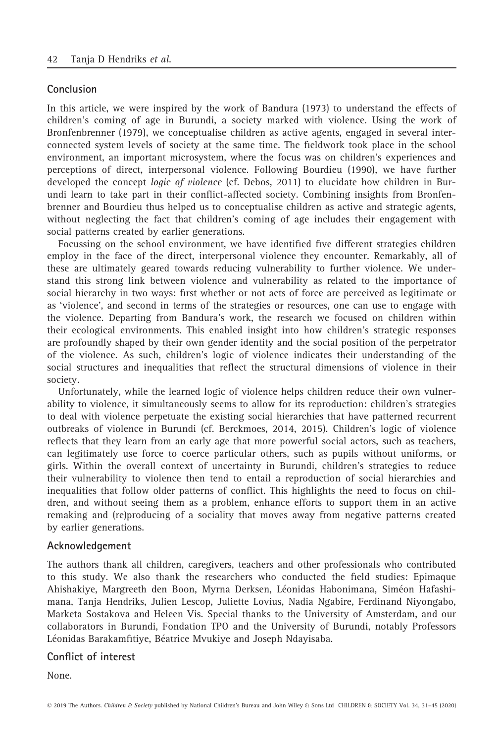## Conclusion

In this article, we were inspired by the work of Bandura (1973) to understand the effects of children's coming of age in Burundi, a society marked with violence. Using the work of Bronfenbrenner (1979), we conceptualise children as active agents, engaged in several interconnected system levels of society at the same time. The fieldwork took place in the school environment, an important microsystem, where the focus was on children's experiences and perceptions of direct, interpersonal violence. Following Bourdieu (1990), we have further developed the concept *logic of violence* (cf. Debos, 2011) to elucidate how children in Burundi learn to take part in their conflict-affected society. Combining insights from Bronfenbrenner and Bourdieu thus helped us to conceptualise children as active and strategic agents, without neglecting the fact that children's coming of age includes their engagement with social patterns created by earlier generations.

Focussing on the school environment, we have identified five different strategies children employ in the face of the direct, interpersonal violence they encounter. Remarkably, all of these are ultimately geared towards reducing vulnerability to further violence. We understand this strong link between violence and vulnerability as related to the importance of social hierarchy in two ways: first whether or not acts of force are perceived as legitimate or as 'violence', and second in terms of the strategies or resources, one can use to engage with the violence. Departing from Bandura's work, the research we focused on children within their ecological environments. This enabled insight into how children's strategic responses are profoundly shaped by their own gender identity and the social position of the perpetrator of the violence. As such, children's logic of violence indicates their understanding of the social structures and inequalities that reflect the structural dimensions of violence in their society.

Unfortunately, while the learned logic of violence helps children reduce their own vulnerability to violence, it simultaneously seems to allow for its reproduction: children's strategies to deal with violence perpetuate the existing social hierarchies that have patterned recurrent outbreaks of violence in Burundi (cf. Berckmoes, 2014, 2015). Children's logic of violence reflects that they learn from an early age that more powerful social actors, such as teachers, can legitimately use force to coerce particular others, such as pupils without uniforms, or girls. Within the overall context of uncertainty in Burundi, children's strategies to reduce their vulnerability to violence then tend to entail a reproduction of social hierarchies and inequalities that follow older patterns of conflict. This highlights the need to focus on children, and without seeing them as a problem, enhance efforts to support them in an active remaking and (re)producing of a sociality that moves away from negative patterns created by earlier generations.

## Acknowledgement

The authors thank all children, caregivers, teachers and other professionals who contributed to this study. We also thank the researchers who conducted the field studies: Epimaque Ahishakiye, Margreeth den Boon, Myrna Derksen, Léonidas Habonimana, Siméon Hafashimana, Tanja Hendriks, Julien Lescop, Juliette Lovius, Nadia Ngabire, Ferdinand Niyongabo, Marketa Sostakova and Heleen Vis. Special thanks to the University of Amsterdam, and our collaborators in Burundi, Fondation TPO and the University of Burundi, notably Professors Léonidas Barakamfıtiye, Béatrice Mvukiye and Joseph Ndayisaba.

## Conflict of interest

None.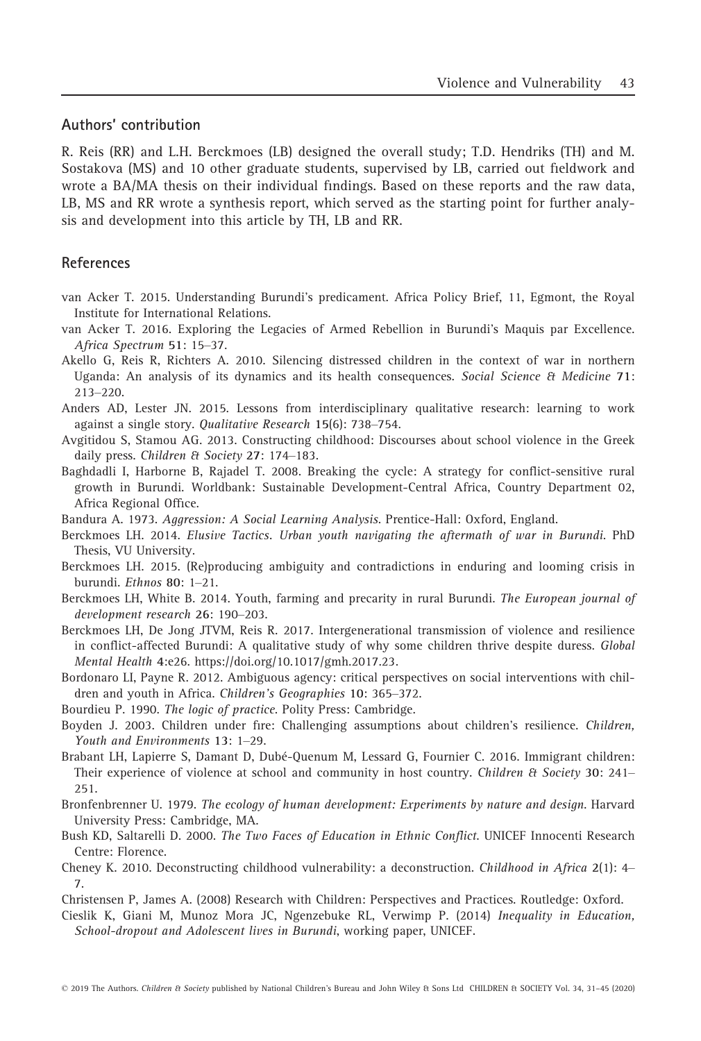## Authors' contribution

R. Reis (RR) and L.H. Berckmoes (LB) designed the overall study; T.D. Hendriks (TH) and M. Sostakova (MS) and 10 other graduate students, supervised by LB, carried out fieldwork and wrote a BA/MA thesis on their individual findings. Based on these reports and the raw data, LB, MS and RR wrote a synthesis report, which served as the starting point for further analysis and development into this article by TH, LB and RR.

## References

van Acker T. 2015. Understanding Burundi's predicament. Africa Policy Brief, 11, Egmont, the Royal Institute for International Relations.

van Acker T. 2016. Exploring the Legacies of Armed Rebellion in Burundi's Maquis par Excellence. *Africa Spectrum* **51**: 15–37.

Akello G, Reis R, Richters A. 2010. Silencing distressed children in the context of war in northern Uganda: An analysis of its dynamics and its health consequences. *Social Science & Medicine* **71**: 213–220.

Anders AD, Lester JN. 2015. Lessons from interdisciplinary qualitative research: learning to work against a single story. *Qualitative Research* **15**(6): 738–754.

Avgitidou S, Stamou AG. 2013. Constructing childhood: Discourses about school violence in the Greek daily press. *Children & Society* **27**: 174–183.

Baghdadli I, Harborne B, Rajadel T. 2008. Breaking the cycle: A strategy for conflict-sensitive rural growth in Burundi. Worldbank: Sustainable Development-Central Africa, Country Department 02, Africa Regional Office.

Bandura A. 1973. *Aggression: A Social Learning Analysis*. Prentice-Hall: Oxford, England.

Berckmoes LH. 2014. *Elusive Tactics. Urban youth navigating the aftermath of war in Burundi*. PhD Thesis, VU University.

Berckmoes LH. 2015. (Re)producing ambiguity and contradictions in enduring and looming crisis in burundi. *Ethnos* **80**: 1–21.

Berckmoes LH, White B. 2014. Youth, farming and precarity in rural Burundi. *The European journal of development research* **26**: 190–203.

Berckmoes LH, De Jong JTVM, Reis R. 2017. Intergenerational transmission of violence and resilience in conflict-affected Burundi: A qualitative study of why some children thrive despite duress. *Global Mental Health* **4**:e26. https://doi.org/10.1017/gmh.2017.23.

Bordonaro LI, Payne R. 2012. Ambiguous agency: critical perspectives on social interventions with children and youth in Africa. *Children's Geographies* **10**: 365–372.

Bourdieu P. 1990. *The logic of practice*. Polity Press: Cambridge.

Boyden J. 2003. Children under fire: Challenging assumptions about children's resilience. *Children, Youth and Environments* **13**: 1–29.

Brabant LH, Lapierre S, Damant D, Dubé-Quenum M, Lessard G, Fournier C. 2016. Immigrant children: Their experience of violence at school and community in host country. *Children & Society* **30**: 241–251.

Bronfenbrenner U. 1979. *The ecology of human development: Experiments by nature and design*. Harvard University Press: Cambridge, MA.

Bush KD, Saltarelli D. 2000. *The Two Faces of Education in Ethnic Conflict*. UNICEF Innocenti Research Centre: Florence.

Cheney K. 2010. Deconstructing childhood vulnerability: a deconstruction. *Childhood in Africa* **2**(1): 4–7.

Christensen P, James A. (2008) Research with Children: Perspectives and Practices. Routledge: Oxford.

Cieslik K, Giani M, Munoz Mora JC, Ngenzebuke RL, Verwimp P. (2014) *Inequality in Education, School-dropout and Adolescent lives in Burundi*, working paper, UNICEF.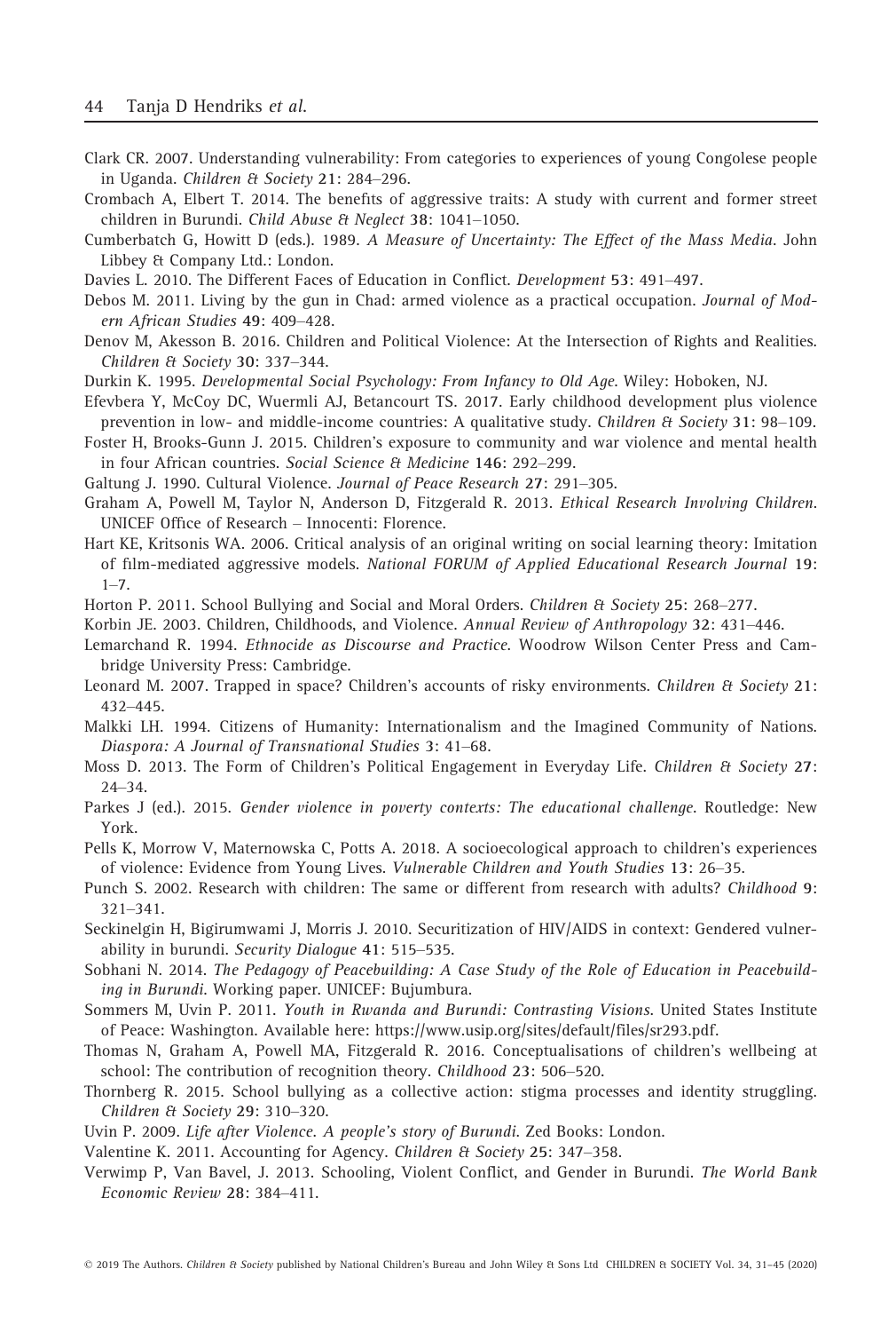Clark CR. 2007. Understanding vulnerability: From categories to experiences of young Congolese people in Uganda. *Children & Society* **21**: 284–296.

Crombach A, Elbert T. 2014. The benefits of aggressive traits: A study with current and former street children in Burundi. *Child Abuse & Neglect* **38**: 1041–1050.

Cumberbatch G, Howitt D (eds.). 1989. *A Measure of Uncertainty: The Effect of the Mass Media*. John Libbey & Company Ltd.: London.

Davies L. 2010. The Different Faces of Education in Conflict. *Development* **53**: 491–497.

Debos M. 2011. Living by the gun in Chad: armed violence as a practical occupation. *Journal of Modern African Studies* **49**: 409–428.

Denov M, Akesson B. 2016. Children and Political Violence: At the Intersection of Rights and Realities. *Children & Society* **30**: 337–344.

Durkin K. 1995. *Developmental Social Psychology: From Infancy to Old Age*. Wiley: Hoboken, NJ.

Efevbera Y, McCoy DC, Wuermli AJ, Betancourt TS. 2017. Early childhood development plus violence prevention in low- and middle-income countries: A qualitative study. *Children & Society* **31**: 98–109.

Foster H, Brooks-Gunn J. 2015. Children's exposure to community and war violence and mental health in four African countries. *Social Science & Medicine* **146**: 292–299.

Galtung J. 1990. Cultural Violence. *Journal of Peace Research* **27**: 291–305.

Graham A, Powell M, Taylor N, Anderson D, Fitzgerald R. 2013. *Ethical Research Involving Children*. UNICEF Office of Research – Innocenti: Florence.

Hart KE, Kritsonis WA. 2006. Critical analysis of an original writing on social learning theory: Imitation of film-mediated aggressive models. *National FORUM of Applied Educational Research Journal* **19**: 1–7.

Horton P. 2011. School Bullying and Social and Moral Orders. *Children & Society* **25**: 268–277.

Korbin JE. 2003. Children, Childhoods, and Violence. *Annual Review of Anthropology* **32**: 431–446.

Lemarchand R. 1994. *Ethnocide as Discourse and Practice*. Woodrow Wilson Center Press and Cambridge University Press: Cambridge.

Leonard M. 2007. Trapped in space? Children's accounts of risky environments. *Children & Society* **21**: 432–445.

Malkki LH. 1994. Citizens of Humanity: Internationalism and the Imagined Community of Nations. *Diaspora: A Journal of Transnational Studies* **3**: 41–68.

Moss D. 2013. The Form of Children's Political Engagement in Everyday Life. *Children & Society* **27**: 24–34.

Parkes J (ed.). 2015. *Gender violence in poverty contexts: The educational challenge*. Routledge: New York.

Pells K, Morrow V, Maternowska C, Potts A. 2018. A socioecological approach to children's experiences of violence: Evidence from Young Lives. *Vulnerable Children and Youth Studies* **13**: 26–35.

Punch S. 2002. Research with children: The same or different from research with adults? *Childhood* **9**: 321–341.

Seckinelgin H, Bigirumwami J, Morris J. 2010. Securitization of HIV/AIDS in context: Gendered vulnerability in burundi. *Security Dialogue* **41**: 515–535.

Sobhani N. 2014. *The Pedagogy of Peacebuilding: A Case Study of the Role of Education in Peacebuilding in Burundi*. Working paper. UNICEF: Bujumbura.

Sommers M, Uvin P. 2011. *Youth in Rwanda and Burundi: Contrasting Visions*. United States Institute of Peace: Washington. Available here: https://www.usip.org/sites/default/files/sr293.pdf.

Thomas N, Graham A, Powell MA, Fitzgerald R. 2016. Conceptualisations of children's wellbeing at school: The contribution of recognition theory. *Childhood* **23**: 506–520.

Thornberg R. 2015. School bullying as a collective action: stigma processes and identity struggling. *Children & Society* **29**: 310–320.

Uvin P. 2009. *Life after Violence. A people's story of Burundi*. Zed Books: London.

Valentine K. 2011. Accounting for Agency. *Children & Society* **25**: 347–358.

Verwimp P, Van Bavel, J. 2013. Schooling, Violent Conflict, and Gender in Burundi. *The World Bank Economic Review* **28**: 384–411.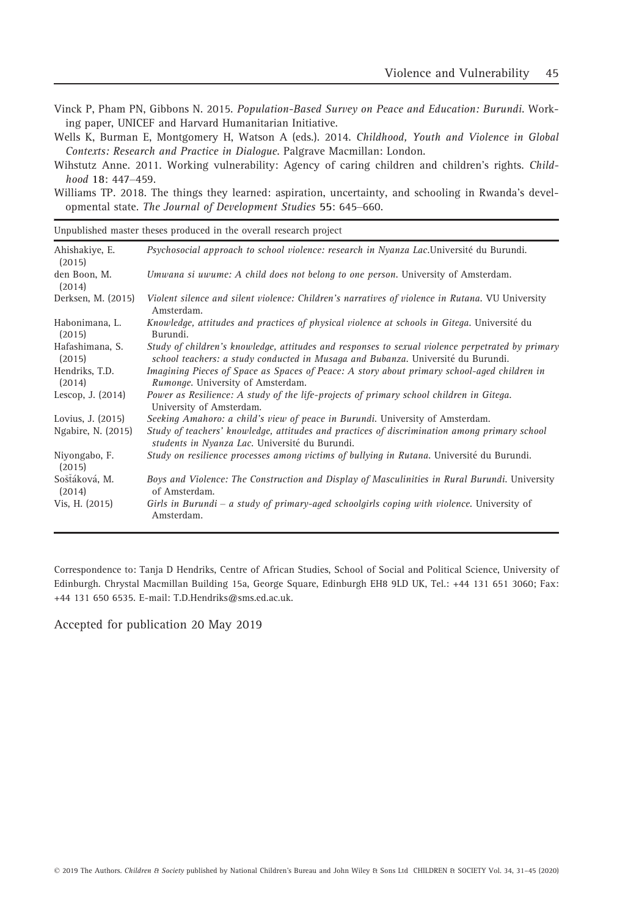Vinck P, Pham PN, Gibbons N. 2015. *Population-Based Survey on Peace and Education: Burundi*. Working paper, UNICEF and Harvard Humanitarian Initiative.

Wells K, Burman E, Montgomery H, Watson A (eds.). 2014. *Childhood, Youth and Violence in Global Contexts: Research and Practice in Dialogue*. Palgrave Macmillan: London.

Wihstutz Anne. 2011. Working vulnerability: Agency of caring children and children's rights. *Childhood* **18**: 447–459.

Williams TP. 2018. The things they learned: aspiration, uncertainty, and schooling in Rwanda's developmental state. *The Journal of Development Studies* **55**: 645–660.

| Unpublished master theses produced in the overall research project | |
|---|---|
| Ahishakiye, E. (2015) | *Psychosocial approach to school violence: research in Nyanza Lac.*Université du Burundi. |
| den Boon, M. (2014) | *Umwana si uwume: A child does not belong to one person*. University of Amsterdam. |
| Derksen, M. (2015) | *Violent silence and silent violence: Children's narratives of violence in Rutana*. VU University Amsterdam. |
| Habonimana, L. (2015) | *Knowledge, attitudes and practices of physical violence at schools in Gitega*. Université du Burundi. |
| Hafashimana, S. (2015) | *Study of children's knowledge, attitudes and responses to sexual violence perpetrated by primary school teachers: a study conducted in Musaga and Bubanza*. Université du Burundi. |
| Hendriks, T.D. (2014) | *Imagining Pieces of Space as Spaces of Peace: A story about primary school-aged children in Rumonge*. University of Amsterdam. |
| Lescop, J. (2014) | *Power as Resilience: A study of the life-projects of primary school children in Gitega*. University of Amsterdam. |
| Lovius, J. (2015) | *Seeking Amahoro: a child's view of peace in Burundi*. University of Amsterdam. |
| Ngabire, N. (2015) | *Study of teachers' knowledge, attitudes and practices of discrimination among primary school students in Nyanza Lac*. Université du Burundi. |
| Niyongabo, F. (2015) | *Study on resilience processes among victims of bullying in Rutana*. Université du Burundi. |
| Soštáková, M. (2014) | *Boys and Violence: The Construction and Display of Masculinities in Rural Burundi*. University of Amsterdam. |
| Vis, H. (2015) | *Girls in Burundi – a study of primary-aged schoolgirls coping with violence*. University of Amsterdam. |

Correspondence to: Tanja D Hendriks, Centre of African Studies, School of Social and Political Science, University of Edinburgh. Chrystal Macmillan Building 15a, George Square, Edinburgh EH8 9LD UK, Tel.: +44 131 651 3060; Fax: +44 131 650 6535. E-mail: T.D.Hendriks@sms.ed.ac.uk.

Accepted for publication 20 May 2019